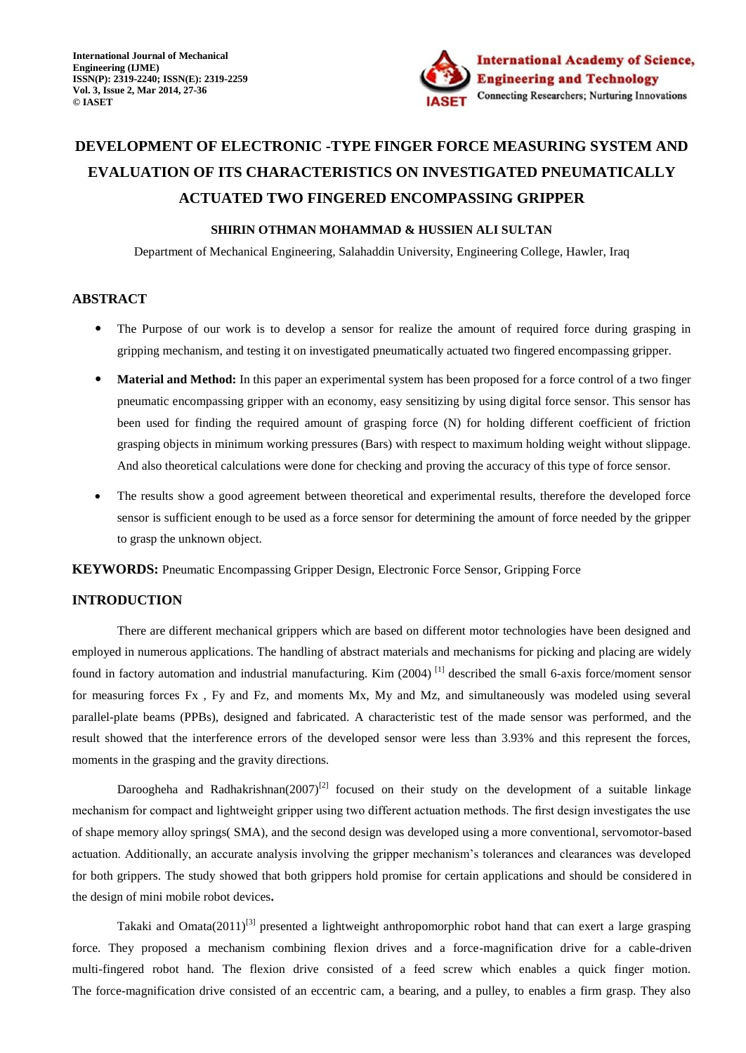# DEVELOPMENT OF ELECTRONIC -TYPE FINGER FORCE MEASURING SYSTEM AND EVALUATION OF ITS CHARACTERISTICS ON INVESTIGATED PNEUMATICALLY ACTUATED TWO FINGERED ENCOMPASSING GRIPPER

**SHIRIN OTHMAN MOHAMMAD & HUSSIEN ALI SULTAN**

Department of Mechanical Engineering, Salahaddin University, Engineering College, Hawler, Iraq

## ABSTRACT

- The Purpose of our work is to develop a sensor for realize the amount of required force during grasping in gripping mechanism, and testing it on investigated pneumatically actuated two fingered encompassing gripper.
- **Material and Method:** In this paper an experimental system has been proposed for a force control of a two finger pneumatic encompassing gripper with an economy, easy sensitizing by using digital force sensor. This sensor has been used for finding the required amount of grasping force (N) for holding different coefficient of friction grasping objects in minimum working pressures (Bars) with respect to maximum holding weight without slippage. And also theoretical calculations were done for checking and proving the accuracy of this type of force sensor.
- The results show a good agreement between theoretical and experimental results, therefore the developed force sensor is sufficient enough to be used as a force sensor for determining the amount of force needed by the gripper to grasp the unknown object.

**KEYWORDS:** Pneumatic Encompassing Gripper Design, Electronic Force Sensor, Gripping Force

## INTRODUCTION

There are different mechanical grippers which are based on different motor technologies have been designed and employed in numerous applications. The handling of abstract materials and mechanisms for picking and placing are widely found in factory automation and industrial manufacturing. Kim (2004) [1] described the small 6-axis force/moment sensor for measuring forces Fx , Fy and Fz, and moments Mx, My and Mz, and simultaneously was modeled using several parallel-plate beams (PPBs), designed and fabricated. A characteristic test of the made sensor was performed, and the result showed that the interference errors of the developed sensor were less than 3.93% and this represent the forces, moments in the grasping and the gravity directions.

Daroogheha and Radhakrishnan(2007)[2] focused on their study on the development of a suitable linkage mechanism for compact and lightweight gripper using two different actuation methods. The first design investigates the use of shape memory alloy springs( SMA), and the second design was developed using a more conventional, servomotor-based actuation. Additionally, an accurate analysis involving the gripper mechanism's tolerances and clearances was developed for both grippers. The study showed that both grippers hold promise for certain applications and should be considered in the design of mini mobile robot devices**.**

Takaki and Omata(2011)[3] presented a lightweight anthropomorphic robot hand that can exert a large grasping force. They proposed a mechanism combining flexion drives and a force-magnification drive for a cable-driven multi-fingered robot hand. The flexion drive consisted of a feed screw which enables a quick finger motion. The force-magnification drive consisted of an eccentric cam, a bearing, and a pulley, to enables a firm grasp. They also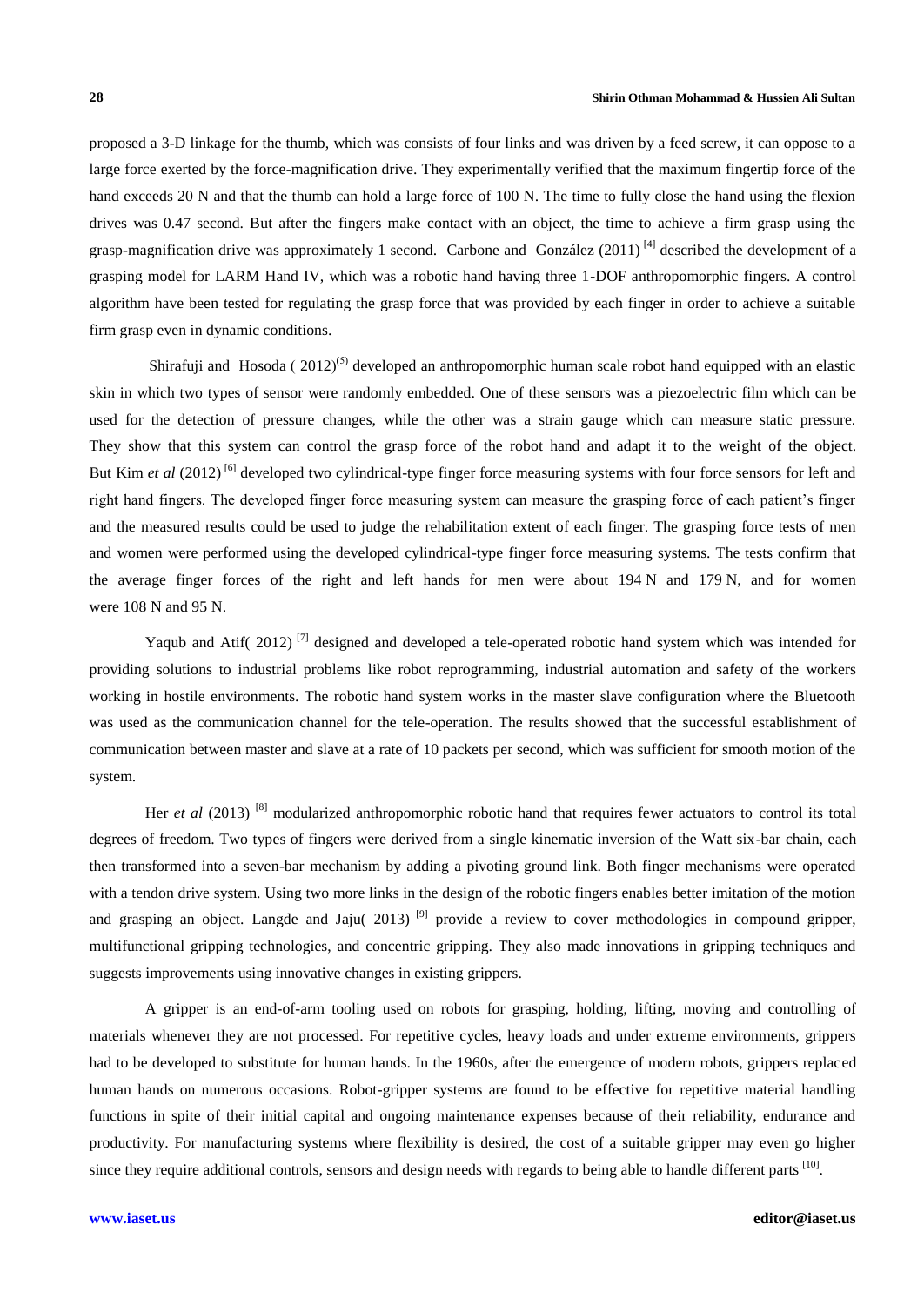proposed a 3-D linkage for the thumb, which was consists of four links and was driven by a feed screw, it can oppose to a large force exerted by the force-magnification drive. They experimentally verified that the maximum fingertip force of the hand exceeds 20 N and that the thumb can hold a large force of 100 N. The time to fully close the hand using the flexion drives was 0.47 second. But after the fingers make contact with an object, the time to achieve a firm grasp using the grasp-magnification drive was approximately 1 second. Carbone and González (2011) [4] described the development of a grasping model for LARM Hand IV, which was a robotic hand having three 1-DOF anthropomorphic fingers. A control algorithm have been tested for regulating the grasp force that was provided by each finger in order to achieve a suitable firm grasp even in dynamic conditions.

Shirafuji and Hosoda ( 2012)(5) developed an anthropomorphic human scale robot hand equipped with an elastic skin in which two types of sensor were randomly embedded. One of these sensors was a piezoelectric film which can be used for the detection of pressure changes, while the other was a strain gauge which can measure static pressure. They show that this system can control the grasp force of the robot hand and adapt it to the weight of the object. But Kim *et al* (2012) [6] developed two cylindrical-type finger force measuring systems with four force sensors for left and right hand fingers. The developed finger force measuring system can measure the grasping force of each patient's finger and the measured results could be used to judge the rehabilitation extent of each finger. The grasping force tests of men and women were performed using the developed cylindrical-type finger force measuring systems. The tests confirm that the average finger forces of the right and left hands for men were about 194 N and 179 N, and for women were 108 N and 95 N.

Yaqub and Atif( 2012) [7] designed and developed a tele-operated robotic hand system which was intended for providing solutions to industrial problems like robot reprogramming, industrial automation and safety of the workers working in hostile environments. The robotic hand system works in the master slave configuration where the Bluetooth was used as the communication channel for the tele-operation. The results showed that the successful establishment of communication between master and slave at a rate of 10 packets per second, which was sufficient for smooth motion of the system.

Her *et al* (2013) [8] modularized anthropomorphic robotic hand that requires fewer actuators to control its total degrees of freedom. Two types of fingers were derived from a single kinematic inversion of the Watt six-bar chain, each then transformed into a seven-bar mechanism by adding a pivoting ground link. Both finger mechanisms were operated with a tendon drive system. Using two more links in the design of the robotic fingers enables better imitation of the motion and grasping an object. Langde and Jaju( 2013) [9] provide a review to cover methodologies in compound gripper, multifunctional gripping technologies, and concentric gripping. They also made innovations in gripping techniques and suggests improvements using innovative changes in existing grippers.

A gripper is an end-of-arm tooling used on robots for grasping, holding, lifting, moving and controlling of materials whenever they are not processed. For repetitive cycles, heavy loads and under extreme environments, grippers had to be developed to substitute for human hands. In the 1960s, after the emergence of modern robots, grippers replaced human hands on numerous occasions. Robot-gripper systems are found to be effective for repetitive material handling functions in spite of their initial capital and ongoing maintenance expenses because of their reliability, endurance and productivity. For manufacturing systems where flexibility is desired, the cost of a suitable gripper may even go higher since they require additional controls, sensors and design needs with regards to being able to handle different parts [10].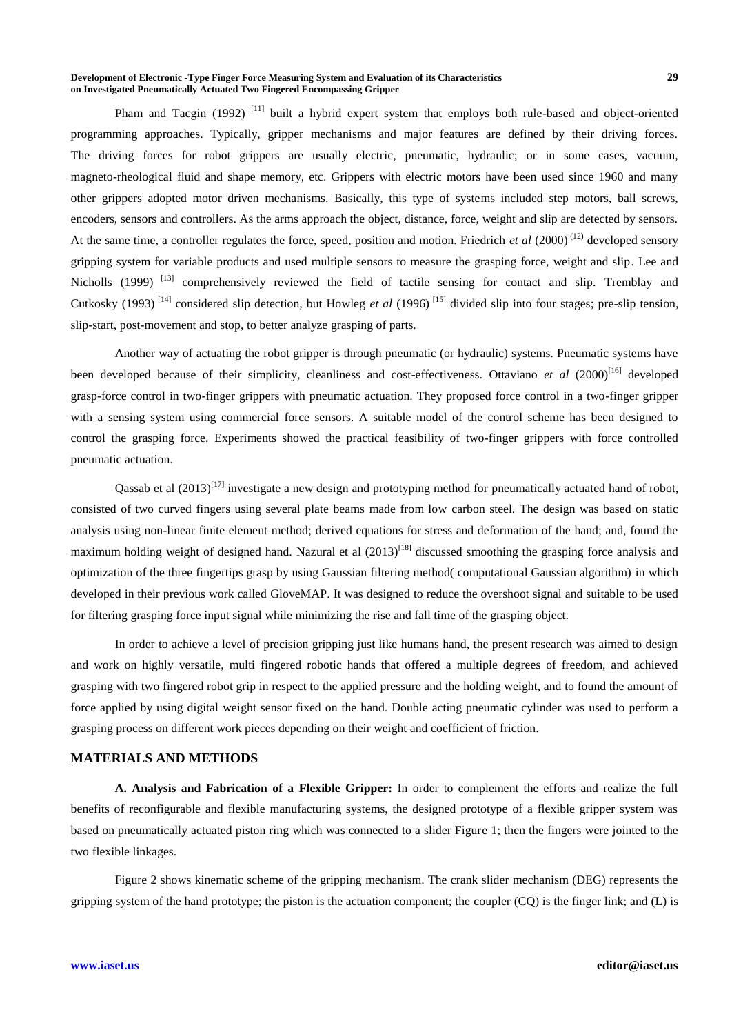Pham and Tacgin (1992) [11] built a hybrid expert system that employs both rule-based and object-oriented programming approaches. Typically, gripper mechanisms and major features are defined by their driving forces. The driving forces for robot grippers are usually electric, pneumatic, hydraulic; or in some cases, vacuum, magneto-rheological fluid and shape memory, etc. Grippers with electric motors have been used since 1960 and many other grippers adopted motor driven mechanisms. Basically, this type of systems included step motors, ball screws, encoders, sensors and controllers. As the arms approach the object, distance, force, weight and slip are detected by sensors. At the same time, a controller regulates the force, speed, position and motion. Friedrich *et al* (2000) (12) developed sensory gripping system for variable products and used multiple sensors to measure the grasping force, weight and slip. Lee and Nicholls (1999) [13] comprehensively reviewed the field of tactile sensing for contact and slip. Tremblay and Cutkosky (1993) [14] considered slip detection, but Howleg *et al* (1996) [15] divided slip into four stages; pre-slip tension, slip-start, post-movement and stop, to better analyze grasping of parts.

Another way of actuating the robot gripper is through pneumatic (or hydraulic) systems. Pneumatic systems have been developed because of their simplicity, cleanliness and cost-effectiveness. Ottaviano *et al* (2000)[16] developed grasp-force control in two-finger grippers with pneumatic actuation. They proposed force control in a two-finger gripper with a sensing system using commercial force sensors. A suitable model of the control scheme has been designed to control the grasping force. Experiments showed the practical feasibility of two-finger grippers with force controlled pneumatic actuation.

Qassab et al (2013)[17] investigate a new design and prototyping method for pneumatically actuated hand of robot, consisted of two curved fingers using several plate beams made from low carbon steel. The design was based on static analysis using non-linear finite element method; derived equations for stress and deformation of the hand; and, found the maximum holding weight of designed hand. Nazural et al (2013)[18] discussed smoothing the grasping force analysis and optimization of the three fingertips grasp by using Gaussian filtering method( computational Gaussian algorithm) in which developed in their previous work called GloveMAP. It was designed to reduce the overshoot signal and suitable to be used for filtering grasping force input signal while minimizing the rise and fall time of the grasping object.

In order to achieve a level of precision gripping just like humans hand, the present research was aimed to design and work on highly versatile, multi fingered robotic hands that offered a multiple degrees of freedom, and achieved grasping with two fingered robot grip in respect to the applied pressure and the holding weight, and to found the amount of force applied by using digital weight sensor fixed on the hand. Double acting pneumatic cylinder was used to perform a grasping process on different work pieces depending on their weight and coefficient of friction.

## MATERIALS AND METHODS

**A. Analysis and Fabrication of a Flexible Gripper:** In order to complement the efforts and realize the full benefits of reconfigurable and flexible manufacturing systems, the designed prototype of a flexible gripper system was based on pneumatically actuated piston ring which was connected to a slider Figure 1; then the fingers were jointed to the two flexible linkages.

Figure 2 shows kinematic scheme of the gripping mechanism. The crank slider mechanism (DEG) represents the gripping system of the hand prototype; the piston is the actuation component; the coupler (CQ) is the finger link; and (L) is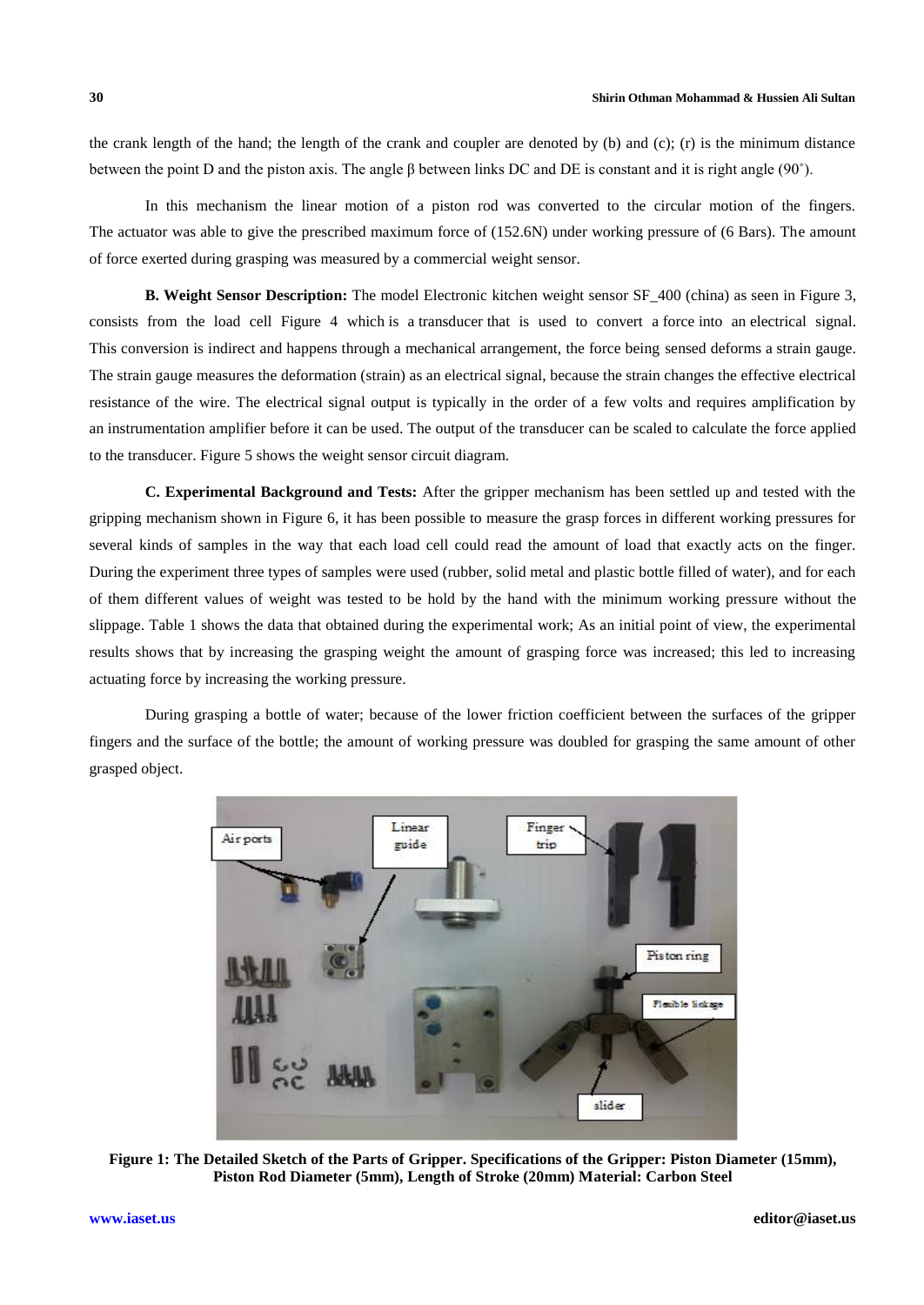the crank length of the hand; the length of the crank and coupler are denoted by (b) and (c); (r) is the minimum distance between the point D and the piston axis. The angle β between links DC and DE is constant and it is right angle (90˚).

In this mechanism the linear motion of a piston rod was converted to the circular motion of the fingers. The actuator was able to give the prescribed maximum force of (152.6N) under working pressure of (6 Bars). The amount of force exerted during grasping was measured by a commercial weight sensor.

**B. Weight Sensor Description:** The model Electronic kitchen weight sensor SF_400 (china) as seen in Figure 3, consists from the load cell Figure 4 which is a transducer that is used to convert a force into an electrical signal. This conversion is indirect and happens through a mechanical arrangement, the force being sensed deforms a strain gauge. The strain gauge measures the deformation (strain) as an electrical signal, because the strain changes the effective electrical resistance of the wire. The electrical signal output is typically in the order of a few volts and requires amplification by an instrumentation amplifier before it can be used. The output of the transducer can be scaled to calculate the force applied to the transducer. Figure 5 shows the weight sensor circuit diagram.

**C. Experimental Background and Tests:** After the gripper mechanism has been settled up and tested with the gripping mechanism shown in Figure 6, it has been possible to measure the grasp forces in different working pressures for several kinds of samples in the way that each load cell could read the amount of load that exactly acts on the finger. During the experiment three types of samples were used (rubber, solid metal and plastic bottle filled of water), and for each of them different values of weight was tested to be hold by the hand with the minimum working pressure without the slippage. Table 1 shows the data that obtained during the experimental work; As an initial point of view, the experimental results shows that by increasing the grasping weight the amount of grasping force was increased; this led to increasing actuating force by increasing the working pressure.

During grasping a bottle of water; because of the lower friction coefficient between the surfaces of the gripper fingers and the surface of the bottle; the amount of working pressure was doubled for grasping the same amount of other grasped object.

**Figure 1: The Detailed Sketch of the Parts of Gripper. Specifications of the Gripper: Piston Diameter (15mm), Piston Rod Diameter (5mm), Length of Stroke (20mm) Material: Carbon Steel**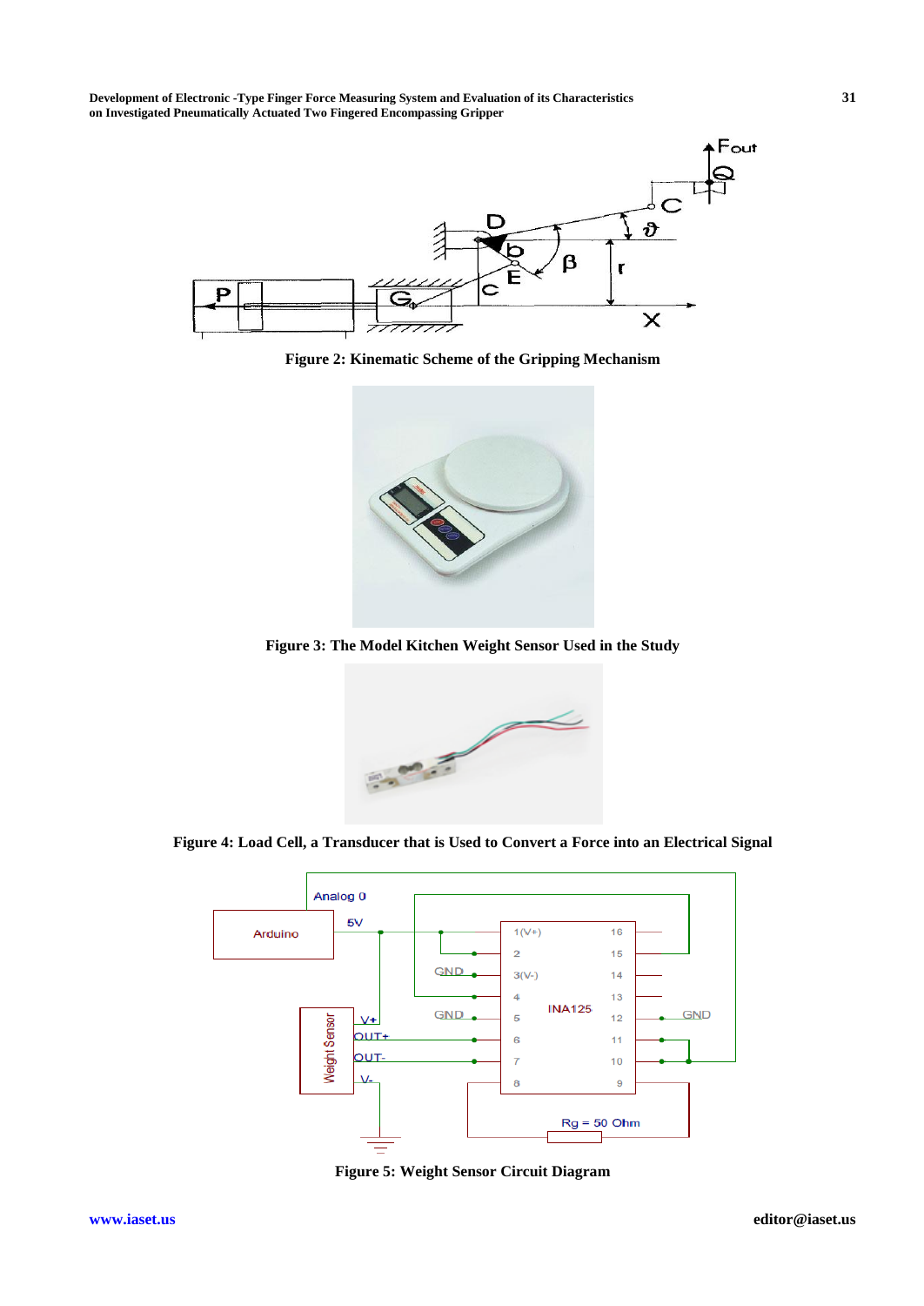Figure 2: Kinematic Scheme of the Gripping Mechanism

Figure 3: The Model Kitchen Weight Sensor Used in the Study

Figure 4: Load Cell, a Transducer that is Used to Convert a Force into an Electrical Signal

Figure 5: Weight Sensor Circuit Diagram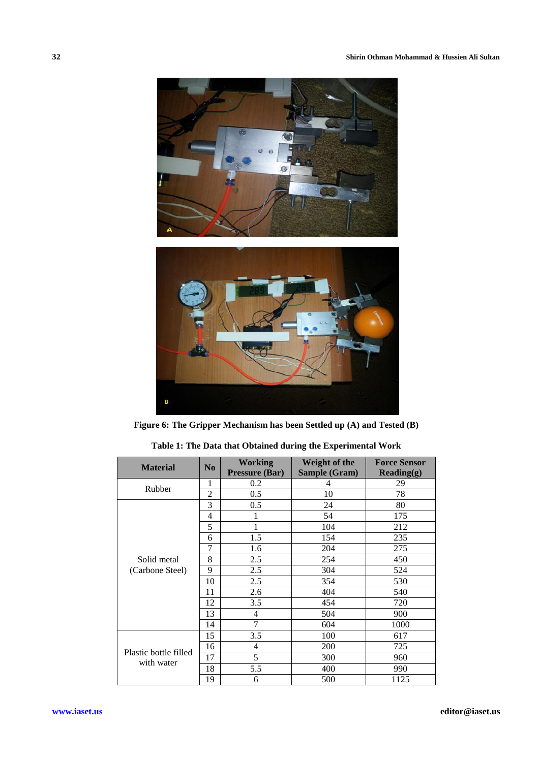**Figure 6: The Gripper Mechanism has been Settled up (A) and Tested (B)**

**Table 1: The Data that Obtained during the Experimental Work**

| Material | No | Working Pressure (Bar) | Weight of the Sample (Gram) | Force Sensor Reading(g) |
|---|---|---|---|---|
| Rubber | 1 | 0.2 | 4 | 29 |
| | 2 | 0.5 | 10 | 78 |
| Solid metal (Carbone Steel) | 3 | 0.5 | 24 | 80 |
| | 4 | 1 | 54 | 175 |
| | 5 | 1 | 104 | 212 |
| | 6 | 1.5 | 154 | 235 |
| | 7 | 1.6 | 204 | 275 |
| | 8 | 2.5 | 254 | 450 |
| | 9 | 2.5 | 304 | 524 |
| | 10 | 2.5 | 354 | 530 |
| | 11 | 2.6 | 404 | 540 |
| | 12 | 3.5 | 454 | 720 |
| | 13 | 4 | 504 | 900 |
| | 14 | 7 | 604 | 1000 |
| Plastic bottle filled with water | 15 | 3.5 | 100 | 617 |
| | 16 | 4 | 200 | 725 |
| | 17 | 5 | 300 | 960 |
| | 18 | 5.5 | 400 | 990 |
| | 19 | 6 | 500 | 1125 |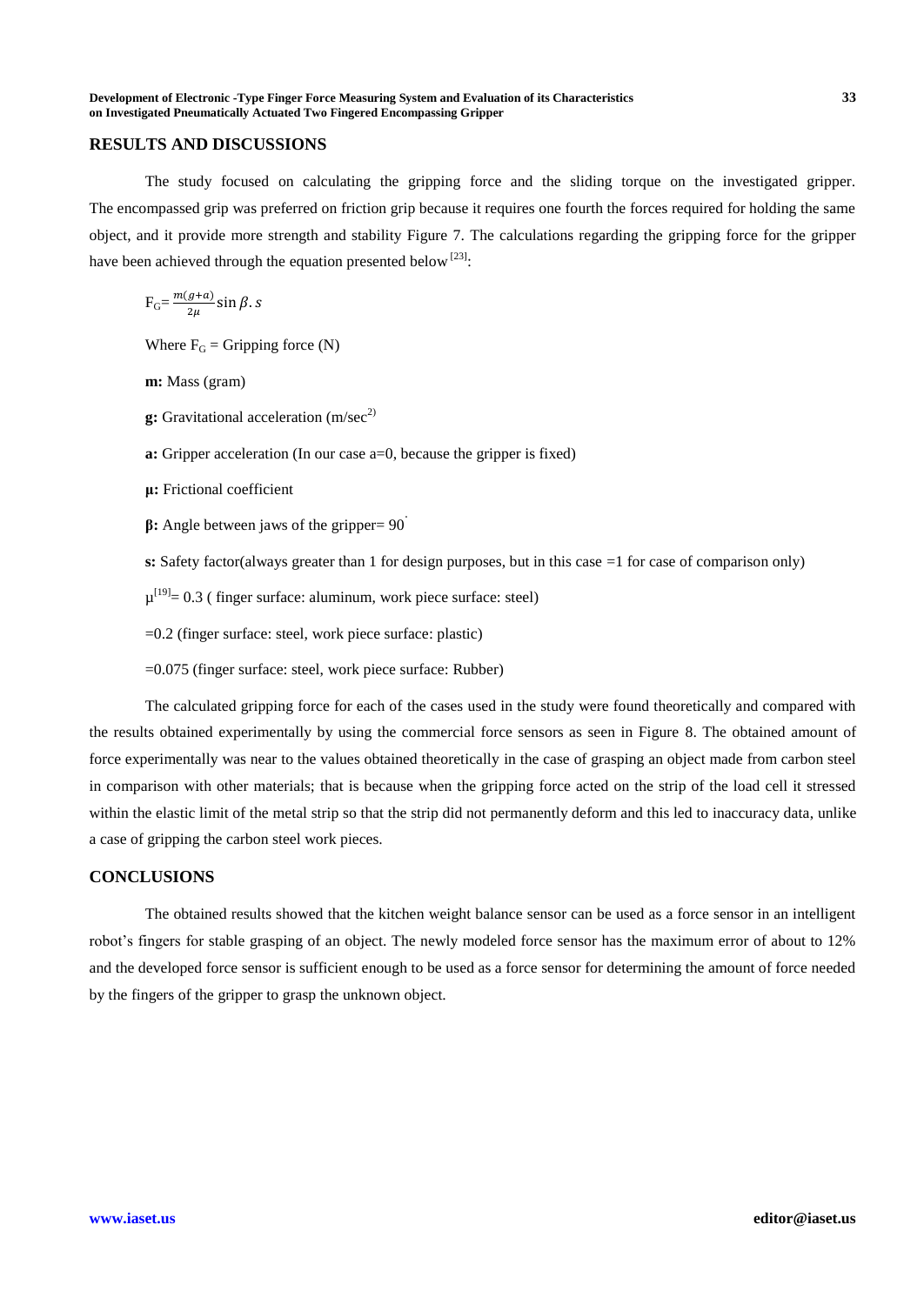## RESULTS AND DISCUSSIONS

The study focused on calculating the gripping force and the sliding torque on the investigated gripper. The encompassed grip was preferred on friction grip because it requires one fourth the forces required for holding the same object, and it provide more strength and stability Figure 7. The calculations regarding the gripping force for the gripper have been achieved through the equation presented below [23]:

$$F_G = \frac{m(g+a)}{2\mu} \sin \beta . s$$

Where $F_G$ = Gripping force (N)

**m:** Mass (gram)

**g:** Gravitational acceleration (m/sec$^2$)

**a:** Gripper acceleration (In our case a=0, because the gripper is fixed)

**μ:** Frictional coefficient

**β:** Angle between jaws of the gripper= 90°

**s:** Safety factor(always greater than 1 for design purposes, but in this case =1 for case of comparison only)

μ[19]= 0.3 ( finger surface: aluminum, work piece surface: steel)

=0.2 (finger surface: steel, work piece surface: plastic)

=0.075 (finger surface: steel, work piece surface: Rubber)

The calculated gripping force for each of the cases used in the study were found theoretically and compared with the results obtained experimentally by using the commercial force sensors as seen in Figure 8. The obtained amount of force experimentally was near to the values obtained theoretically in the case of grasping an object made from carbon steel in comparison with other materials; that is because when the gripping force acted on the strip of the load cell it stressed within the elastic limit of the metal strip so that the strip did not permanently deform and this led to inaccuracy data, unlike a case of gripping the carbon steel work pieces.

## CONCLUSIONS

The obtained results showed that the kitchen weight balance sensor can be used as a force sensor in an intelligent robot's fingers for stable grasping of an object. The newly modeled force sensor has the maximum error of about to 12% and the developed force sensor is sufficient enough to be used as a force sensor for determining the amount of force needed by the fingers of the gripper to grasp the unknown object.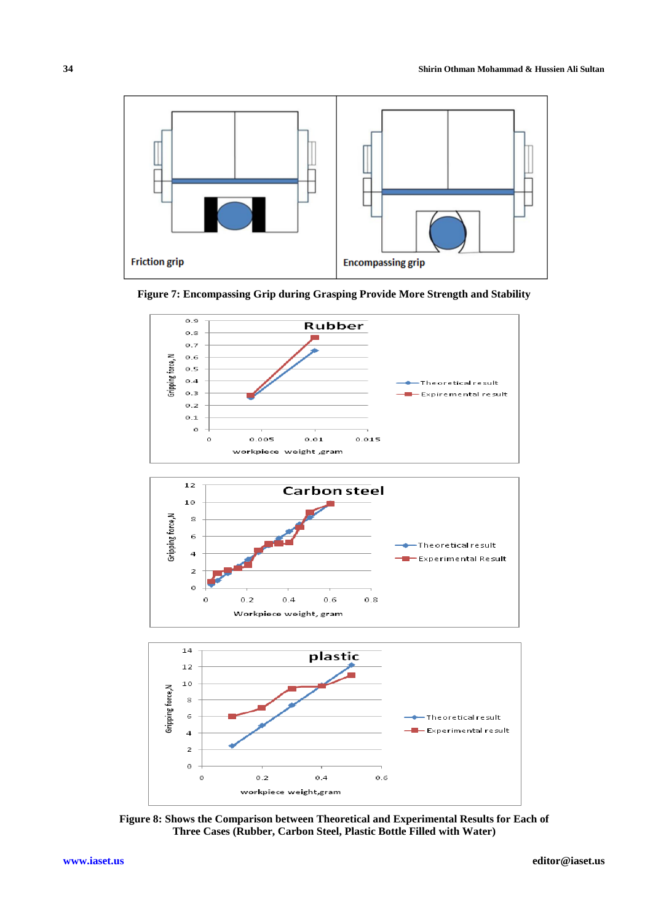**Figure 7: Encompassing Grip during Grasping Provide More Strength and Stability**

**Figure 8: Shows the Comparison between Theoretical and Experimental Results for Each of Three Cases (Rubber, Carbon Steel, Plastic Bottle Filled with Water)**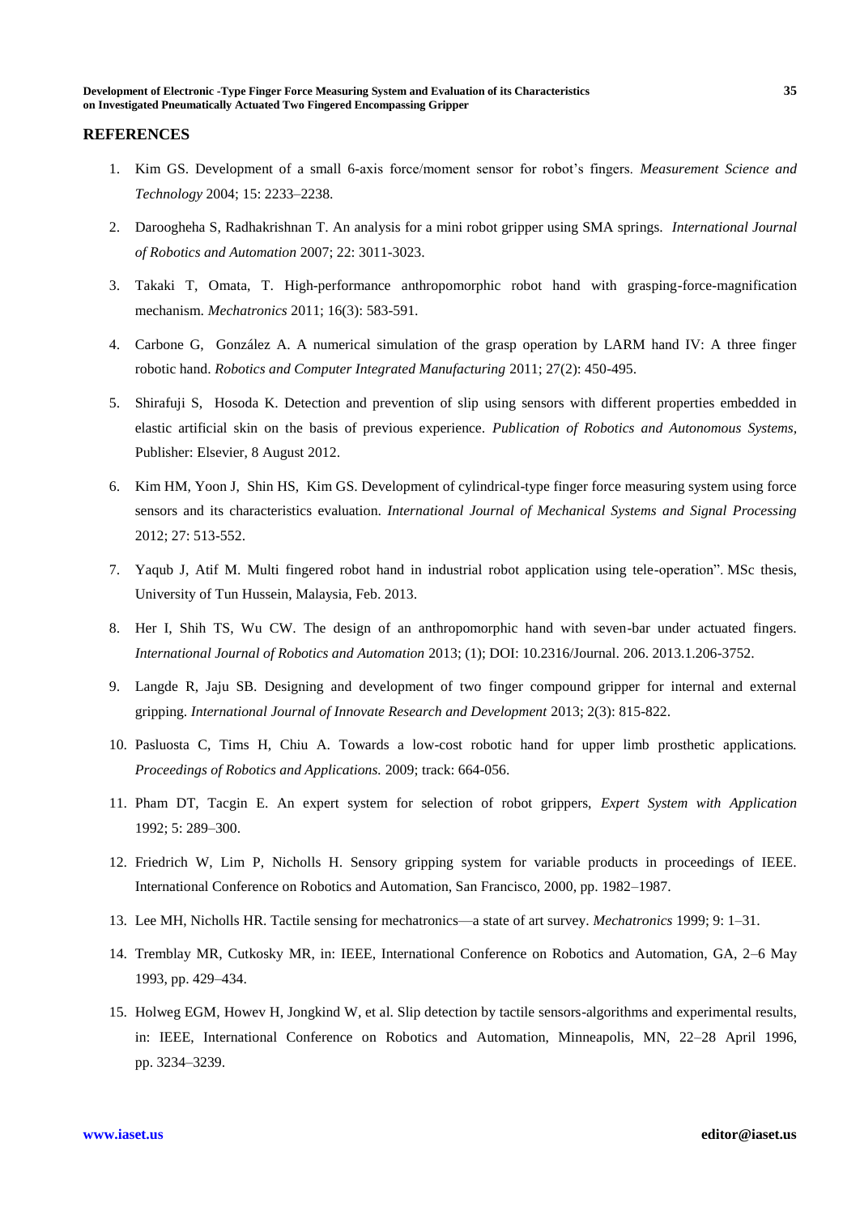## REFERENCES

1. Kim GS. Development of a small 6-axis force/moment sensor for robot's fingers. *Measurement Science and Technology* 2004; 15: 2233–2238.
2. Darooghheha S, Radhakrishnan T. An analysis for a mini robot gripper using SMA springs. *International Journal of Robotics and Automation* 2007; 22: 3011-3023.
3. Takaki T, Omata, T. High-performance anthropomorphic robot hand with grasping-force-magnification mechanism. *Mechatronics* 2011; 16(3): 583-591.
4. Carbone G, González A. A numerical simulation of the grasp operation by LARM hand IV: A three finger robotic hand. *Robotics and Computer Integrated Manufacturing* 2011; 27(2): 450-495.
5. Shirafuji S, Hosoda K. Detection and prevention of slip using sensors with different properties embedded in elastic artificial skin on the basis of previous experience. *Publication of Robotics and Autonomous Systems,* Publisher: Elsevier, 8 August 2012.
6. Kim HM, Yoon J, Shin HS, Kim GS. Development of cylindrical-type finger force measuring system using force sensors and its characteristics evaluation. *International Journal of Mechanical Systems and Signal Processing* 2012; 27: 513-552.
7. Yaqub J, Atif M. Multi fingered robot hand in industrial robot application using tele-operation". MSc thesis, University of Tun Hussein, Malaysia, Feb. 2013.
8. Her I, Shih TS, Wu CW. The design of an anthropomorphic hand with seven-bar under actuated fingers. *International Journal of Robotics and Automation* 2013; (1); DOI: 10.2316/Journal. 206. 2013.1.206-3752.
9. Langde R, Jaju SB. Designing and development of two finger compound gripper for internal and external gripping. *International Journal of Innovate Research and Development* 2013; 2(3): 815-822.
10. Pasluosta C, Tims H, Chiu A. Towards a low-cost robotic hand for upper limb prosthetic applications. *Proceedings of Robotics and Applications.* 2009; track: 664-056.
11. Pham DT, Tacgin E. An expert system for selection of robot grippers, *Expert System with Application* 1992; 5: 289–300.
12. Friedrich W, Lim P, Nicholls H. Sensory gripping system for variable products in proceedings of IEEE. International Conference on Robotics and Automation, San Francisco, 2000, pp. 1982–1987.
13. Lee MH, Nicholls HR. Tactile sensing for mechatronics—a state of art survey. *Mechatronics* 1999; 9: 1–31.
14. Tremblay MR, Cutkosky MR, in: IEEE, International Conference on Robotics and Automation, GA, 2–6 May 1993, pp. 429–434.
15. Holweg EGM, Howev H, Jongkind W, et al. Slip detection by tactile sensors-algorithms and experimental results, in: IEEE, International Conference on Robotics and Automation, Minneapolis, MN, 22–28 April 1996, pp. 3234–3239.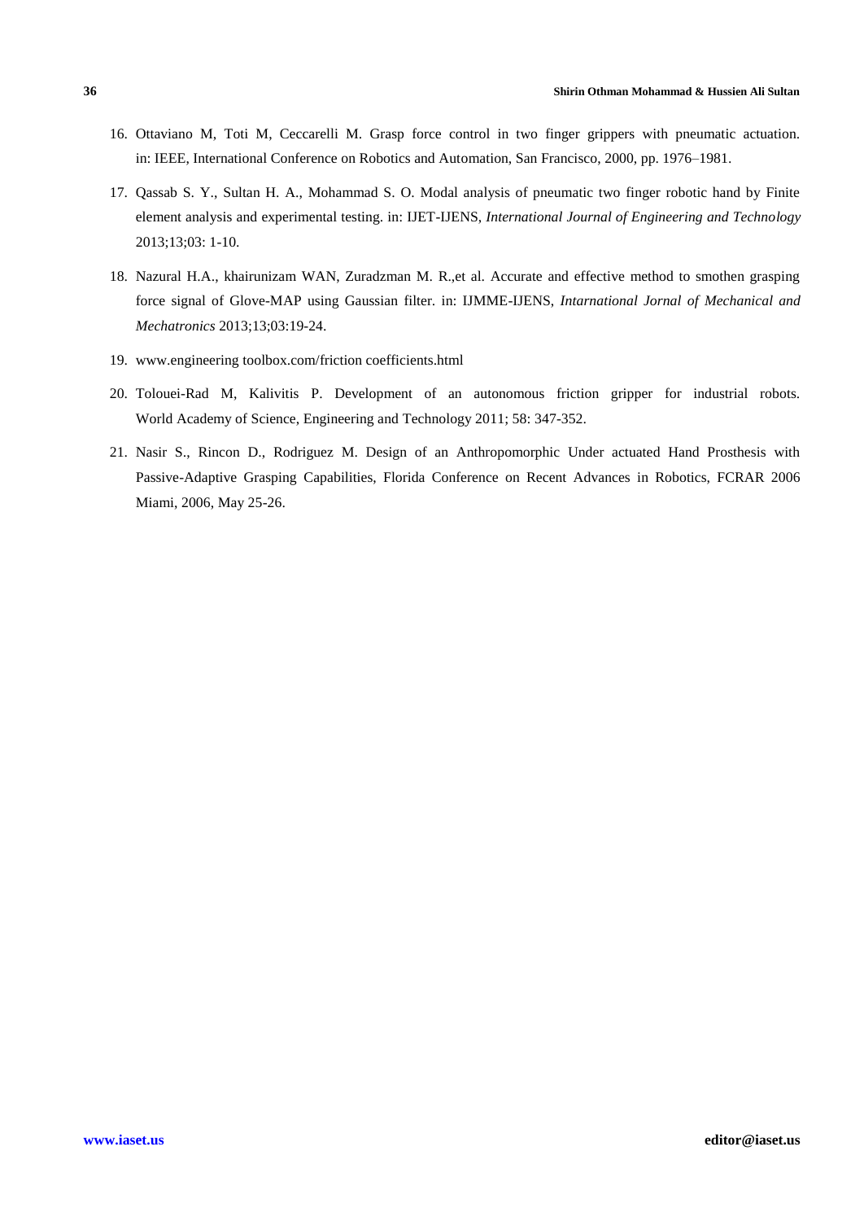16. Ottaviano M, Toti M, Ceccarelli M. Grasp force control in two finger grippers with pneumatic actuation. in: IEEE, International Conference on Robotics and Automation, San Francisco, 2000, pp. 1976–1981.
17. Qassab S. Y., Sultan H. A., Mohammad S. O. Modal analysis of pneumatic two finger robotic hand by Finite element analysis and experimental testing. in: IJET-IJENS, *International Journal of Engineering and Technology* 2013;13;03: 1-10.
18. Nazural H.A., khairunizam WAN, Zuradzman M. R.,et al. Accurate and effective method to smothen grasping force signal of Glove-MAP using Gaussian filter. in: IJMME-IJENS, *Intarnational Jornal of Mechanical and Mechatronics* 2013;13;03:19-24.
19. www.engineering toolbox.com/friction coefficients.html
20. Tolouei-Rad M, Kalivitis P. Development of an autonomous friction gripper for industrial robots. World Academy of Science, Engineering and Technology 2011; 58: 347-352.
21. Nasir S., Rincon D., Rodriguez M. Design of an Anthropomorphic Under actuated Hand Prosthesis with Passive-Adaptive Grasping Capabilities, Florida Conference on Recent Advances in Robotics, FCRAR 2006 Miami, 2006, May 25-26.